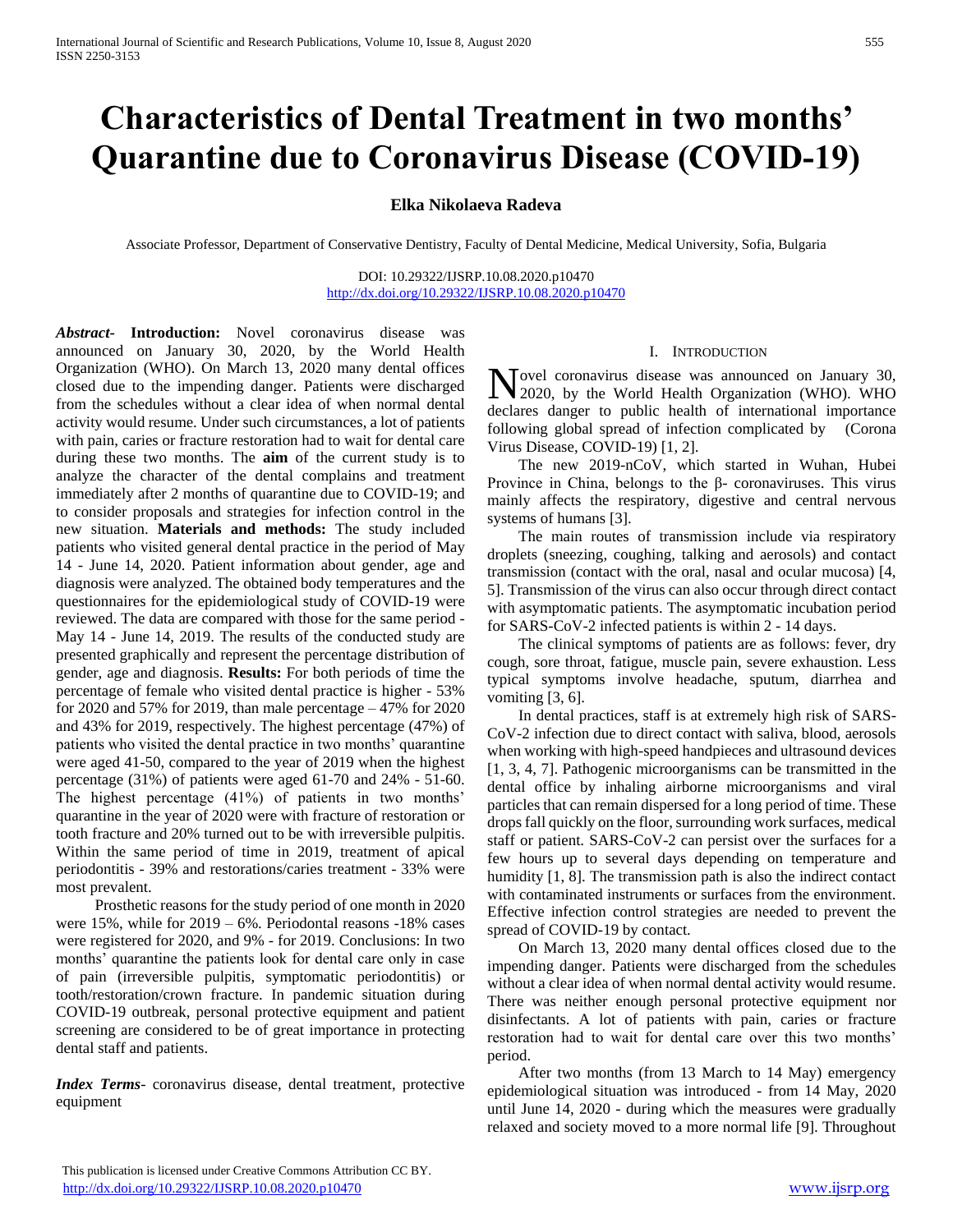# Characteristics of Dental Treatment in two months' Quarantine due to Coronavirus Disease (COVID-19)

**Elka Nikolaeva Radeva**

Associate Professor, Department of Conservative Dentistry, Faculty of Dental Medicine, Medical University, Sofia, Bulgaria

DOI: 10.29322/IJSRP.10.08.2020.p10470
http://dx.doi.org/10.29322/IJSRP.10.08.2020.p10470

***Abstract*- Introduction:** Novel coronavirus disease was announced on January 30, 2020, by the World Health Organization (WHO). On March 13, 2020 many dental offices closed due to the impending danger. Patients were discharged from the schedules without a clear idea of when normal dental activity would resume. Under such circumstances, a lot of patients with pain, caries or fracture restoration had to wait for dental care during these two months. The **aim** of the current study is to analyze the character of the dental complains and treatment immediately after 2 months of quarantine due to COVID-19; and to consider proposals and strategies for infection control in the new situation. **Materials and methods:** The study included patients who visited general dental practice in the period of May 14 - June 14, 2020. Patient information about gender, age and diagnosis were analyzed. The obtained body temperatures and the questionnaires for the epidemiological study of COVID-19 were reviewed. The data are compared with those for the same period - May 14 - June 14, 2019. The results of the conducted study are presented graphically and represent the percentage distribution of gender, age and diagnosis. **Results:** For both periods of time the percentage of female who visited dental practice is higher - 53% for 2020 and 57% for 2019, than male percentage – 47% for 2020 and 43% for 2019, respectively. The highest percentage (47%) of patients who visited the dental practice in two months' quarantine were aged 41-50, compared to the year of 2019 when the highest percentage (31%) of patients were aged 61-70 and 24% - 51-60. The highest percentage (41%) of patients in two months' quarantine in the year of 2020 were with fracture of restoration or tooth fracture and 20% turned out to be with irreversible pulpitis. Within the same period of time in 2019, treatment of apical periodontitis - 39% and restorations/caries treatment - 33% were most prevalent.

Prosthetic reasons for the study period of one month in 2020 were 15%, while for 2019 – 6%. Periodontal reasons -18% cases were registered for 2020, and 9% - for 2019. Conclusions: In two months' quarantine the patients look for dental care only in case of pain (irreversible pulpitis, symptomatic periodontitis) or tooth/restoration/crown fracture. In pandemic situation during COVID-19 outbreak, personal protective equipment and patient screening are considered to be of great importance in protecting dental staff and patients.

***Index Terms*-** coronavirus disease, dental treatment, protective equipment

## I. Introduction

Novel coronavirus disease was announced on January 30, 2020, by the World Health Organization (WHO). WHO declares danger to public health of international importance following global spread of infection complicated by (Corona Virus Disease, COVID-19) [1, 2].

The new 2019-nCoV, which started in Wuhan, Hubei Province in China, belongs to the β- coronaviruses. This virus mainly affects the respiratory, digestive and central nervous systems of humans [3].

The main routes of transmission include via respiratory droplets (sneezing, coughing, talking and aerosols) and contact transmission (contact with the oral, nasal and ocular mucosa) [4, 5]. Transmission of the virus can also occur through direct contact with asymptomatic patients. The asymptomatic incubation period for SARS-CoV-2 infected patients is within 2 - 14 days.

The clinical symptoms of patients are as follows: fever, dry cough, sore throat, fatigue, muscle pain, severe exhaustion. Less typical symptoms involve headache, sputum, diarrhea and vomiting [3, 6].

In dental practices, staff is at extremely high risk of SARS-CoV-2 infection due to direct contact with saliva, blood, aerosols when working with high-speed handpieces and ultrasound devices [1, 3, 4, 7]. Pathogenic microorganisms can be transmitted in the dental office by inhaling airborne microorganisms and viral particles that can remain dispersed for a long period of time. These drops fall quickly on the floor, surrounding work surfaces, medical staff or patient. SARS-CoV-2 can persist over the surfaces for a few hours up to several days depending on temperature and humidity [1, 8]. The transmission path is also the indirect contact with contaminated instruments or surfaces from the environment. Effective infection control strategies are needed to prevent the spread of COVID-19 by contact.

On March 13, 2020 many dental offices closed due to the impending danger. Patients were discharged from the schedules without a clear idea of when normal dental activity would resume. There was neither enough personal protective equipment nor disinfectants. A lot of patients with pain, caries or fracture restoration had to wait for dental care over this two months' period.

After two months (from 13 March to 14 May) emergency epidemiological situation was introduced - from 14 May, 2020 until June 14, 2020 - during which the measures were gradually relaxed and society moved to a more normal life [9]. Throughout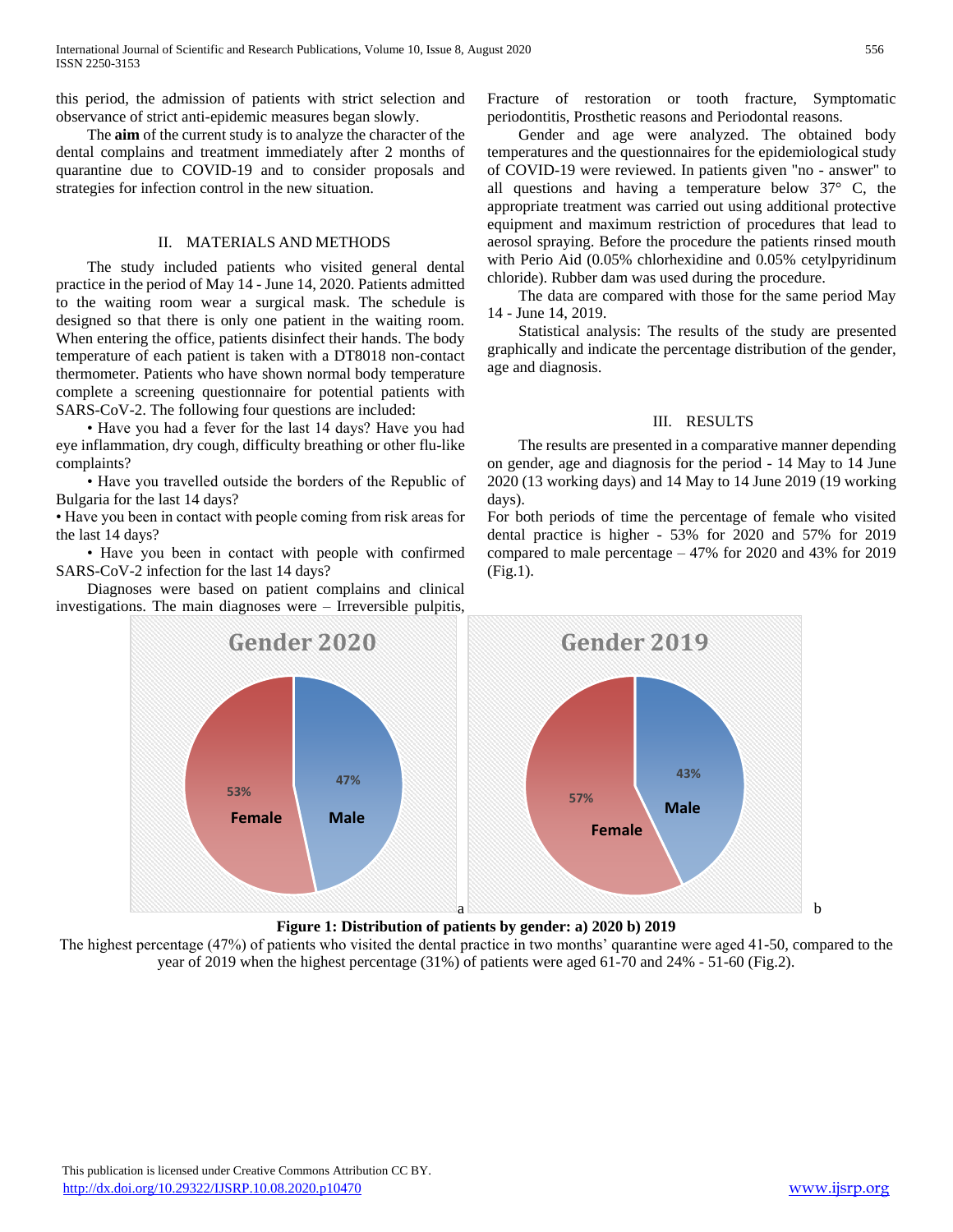this period, the admission of patients with strict selection and observance of strict anti-epidemic measures began slowly.

The **aim** of the current study is to analyze the character of the dental complains and treatment immediately after 2 months of quarantine due to COVID-19 and to consider proposals and strategies for infection control in the new situation.

## II. MATERIALS AND METHODS

The study included patients who visited general dental practice in the period of May 14 - June 14, 2020. Patients admitted to the waiting room wear a surgical mask. The schedule is designed so that there is only one patient in the waiting room. When entering the office, patients disinfect their hands. The body temperature of each patient is taken with a DT8018 non-contact thermometer. Patients who have shown normal body temperature complete a screening questionnaire for potential patients with SARS-CoV-2. The following four questions are included:

• Have you had a fever for the last 14 days? Have you had eye inflammation, dry cough, difficulty breathing or other flu-like complaints?

• Have you travelled outside the borders of the Republic of Bulgaria for the last 14 days?

• Have you been in contact with people coming from risk areas for the last 14 days?

• Have you been in contact with people with confirmed SARS-CoV-2 infection for the last 14 days?

Diagnoses were based on patient complains and clinical investigations. The main diagnoses were – Irreversible pulpitis, Fracture of restoration or tooth fracture, Symptomatic periodontitis, Prosthetic reasons and Periodontal reasons.

Gender and age were analyzed. The obtained body temperatures and the questionnaires for the epidemiological study of COVID-19 were reviewed. In patients given "no - answer" to all questions and having a temperature below 37° C, the appropriate treatment was carried out using additional protective equipment and maximum restriction of procedures that lead to aerosol spraying. Before the procedure the patients rinsed mouth with Perio Aid (0.05% chlorhexidine and 0.05% cetylpyridinum chloride). Rubber dam was used during the procedure.

The data are compared with those for the same period May 14 - June 14, 2019.

Statistical analysis: The results of the study are presented graphically and indicate the percentage distribution of the gender, age and diagnosis.

## III. RESULTS

The results are presented in a comparative manner depending on gender, age and diagnosis for the period - 14 May to 14 June 2020 (13 working days) and 14 May to 14 June 2019 (19 working days).

For both periods of time the percentage of female who visited dental practice is higher - 53% for 2020 and 57% for 2019 compared to male percentage – 47% for 2020 and 43% for 2019 (Fig.1).

**Figure 1: Distribution of patients by gender: a) 2020 b) 2019**

The highest percentage (47%) of patients who visited the dental practice in two months' quarantine were aged 41-50, compared to the year of 2019 when the highest percentage (31%) of patients were aged 61-70 and 24% - 51-60 (Fig.2).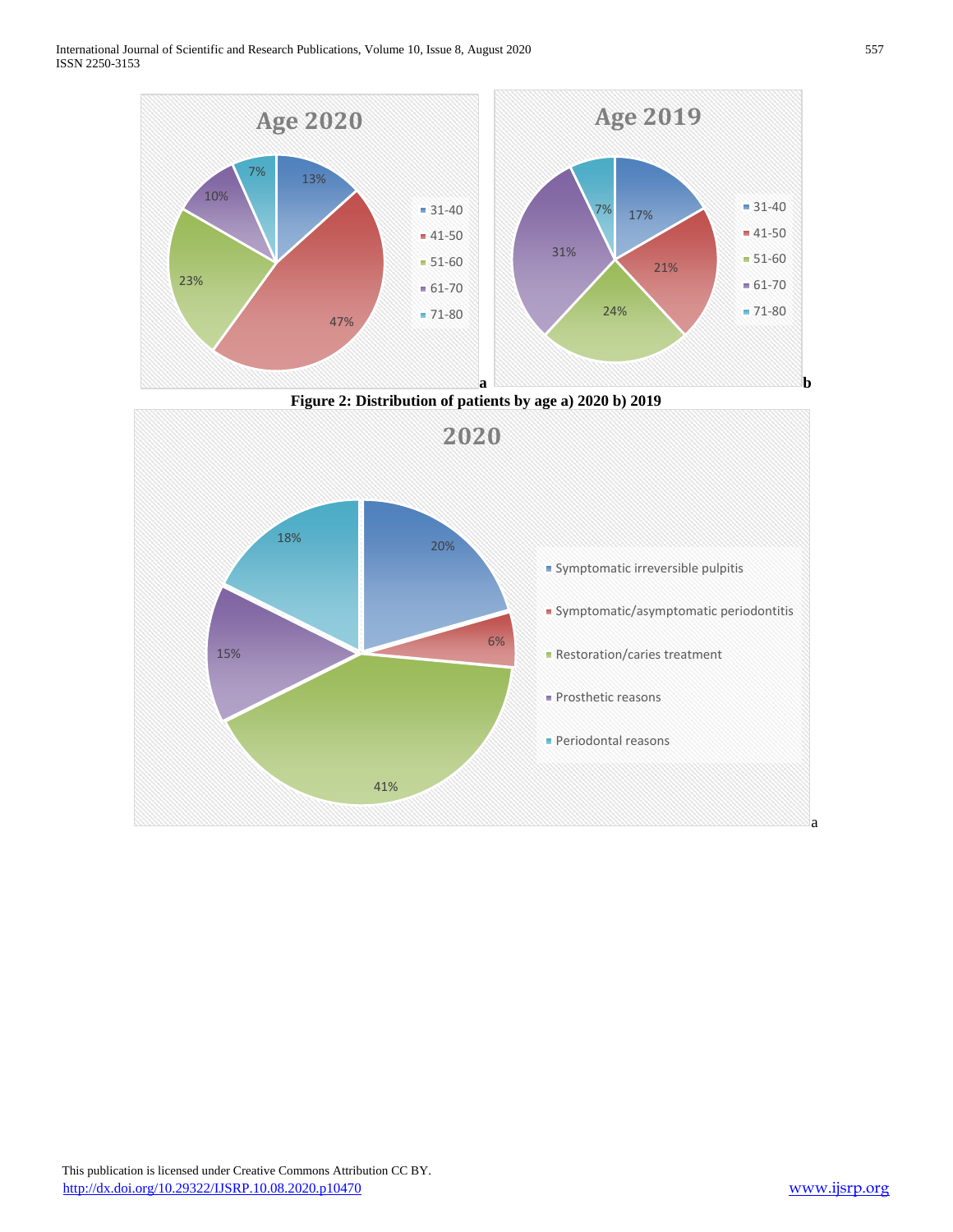**Age 2020**

| Age | % |
|---|---|
| 31-40 | 13% |
| 41-50 | 47% |
| 51-60 | 23% |
| 61-70 | 10% |
| 71-80 | 7% |

a

**Age 2019**

| Age | % |
|---|---|
| 31-40 | 17% |
| 41-50 | 21% |
| 51-60 | 24% |
| 61-70 | 31% |
| 71-80 | 7% |

b

**Figure 2: Distribution of patients by age a) 2020 b) 2019**

**2020**

| Reason | % |
|---|---|
| Symptomatic irreversible pulpitis | 20% |
| Symptomatic/asymptomatic periodontitis | 6% |
| Restoration/caries treatment | 41% |
| Prosthetic reasons | 15% |
| Periodontal reasons | 18% |

a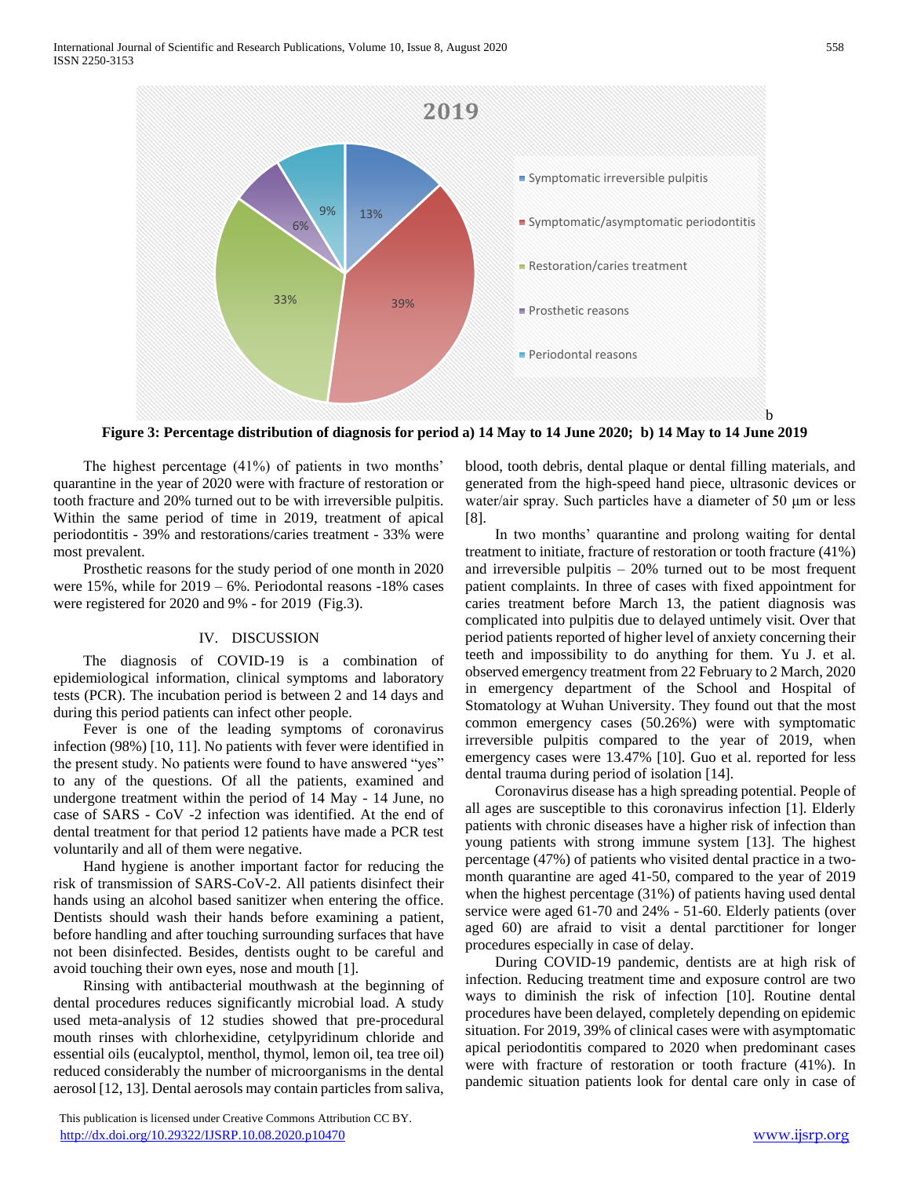**2019**

- Symptomatic irreversible pulpitis
- Symptomatic/asymptomatic periodontitis
- Restoration/caries treatment
- Prosthetic reasons
- Periodontal reasons

13% | 39% | 33% | 6% | 9%

b

**Figure 3: Percentage distribution of diagnosis for period a) 14 May to 14 June 2020; b) 14 May to 14 June 2019**

The highest percentage (41%) of patients in two months' quarantine in the year of 2020 were with fracture of restoration or tooth fracture and 20% turned out to be with irreversible pulpitis. Within the same period of time in 2019, treatment of apical periodontitis - 39% and restorations/caries treatment - 33% were most prevalent.

Prosthetic reasons for the study period of one month in 2020 were 15%, while for 2019 – 6%. Periodontal reasons -18% cases were registered for 2020 and 9% - for 2019 (Fig.3).

## IV. DISCUSSION

The diagnosis of COVID-19 is a combination of epidemiological information, clinical symptoms and laboratory tests (PCR). The incubation period is between 2 and 14 days and during this period patients can infect other people.

Fever is one of the leading symptoms of coronavirus infection (98%) [10, 11]. No patients with fever were identified in the present study. No patients were found to have answered "yes" to any of the questions. Of all the patients, examined and undergone treatment within the period of 14 May - 14 June, no case of SARS - CoV -2 infection was identified. At the end of dental treatment for that period 12 patients have made a PCR test voluntarily and all of them were negative.

Hand hygiene is another important factor for reducing the risk of transmission of SARS-CoV-2. All patients disinfect their hands using an alcohol based sanitizer when entering the office. Dentists should wash their hands before examining a patient, before handling and after touching surrounding surfaces that have not been disinfected. Besides, dentists ought to be careful and avoid touching their own eyes, nose and mouth [1].

Rinsing with antibacterial mouthwash at the beginning of dental procedures reduces significantly microbial load. A study used meta-analysis of 12 studies showed that pre-procedural mouth rinses with chlorhexidine, cetylpyridinum chloride and essential oils (eucalyptol, menthol, thymol, lemon oil, tea tree oil) reduced considerably the number of microorganisms in the dental aerosol [12, 13]. Dental aerosols may contain particles from saliva, blood, tooth debris, dental plaque or dental filling materials, and generated from the high-speed hand piece, ultrasonic devices or water/air spray. Such particles have a diameter of 50 μm or less [8].

In two months' quarantine and prolong waiting for dental treatment to initiate, fracture of restoration or tooth fracture (41%) and irreversible pulpitis – 20% turned out to be most frequent patient complaints. In three of cases with fixed appointment for caries treatment before March 13, the patient diagnosis was complicated into pulpitis due to delayed untimely visit. Over that period patients reported of higher level of anxiety concerning their teeth and impossibility to do anything for them. Yu J. et al. observed emergency treatment from 22 February to 2 March, 2020 in emergency department of the School and Hospital of Stomatology at Wuhan University. They found out that the most common emergency cases (50.26%) were with symptomatic irreversible pulpitis compared to the year of 2019, when emergency cases were 13.47% [10]. Guo et al. reported for less dental trauma during period of isolation [14].

Coronavirus disease has a high spreading potential. People of all ages are susceptible to this coronavirus infection [1]. Elderly patients with chronic diseases have a higher risk of infection than young patients with strong immune system [13]. The highest percentage (47%) of patients who visited dental practice in a two-month quarantine are aged 41-50, compared to the year of 2019 when the highest percentage (31%) of patients having used dental service were aged 61-70 and 24% - 51-60. Elderly patients (over aged 60) are afraid to visit a dental parctitioner for longer procedures especially in case of delay.

During COVID-19 pandemic, dentists are at high risk of infection. Reducing treatment time and exposure control are two ways to diminish the risk of infection [10]. Routine dental procedures have been delayed, completely depending on epidemic situation. For 2019, 39% of clinical cases were with asymptomatic apical periodontitis compared to 2020 when predominant cases were with fracture of restoration or tooth fracture (41%). In pandemic situation patients look for dental care only in case of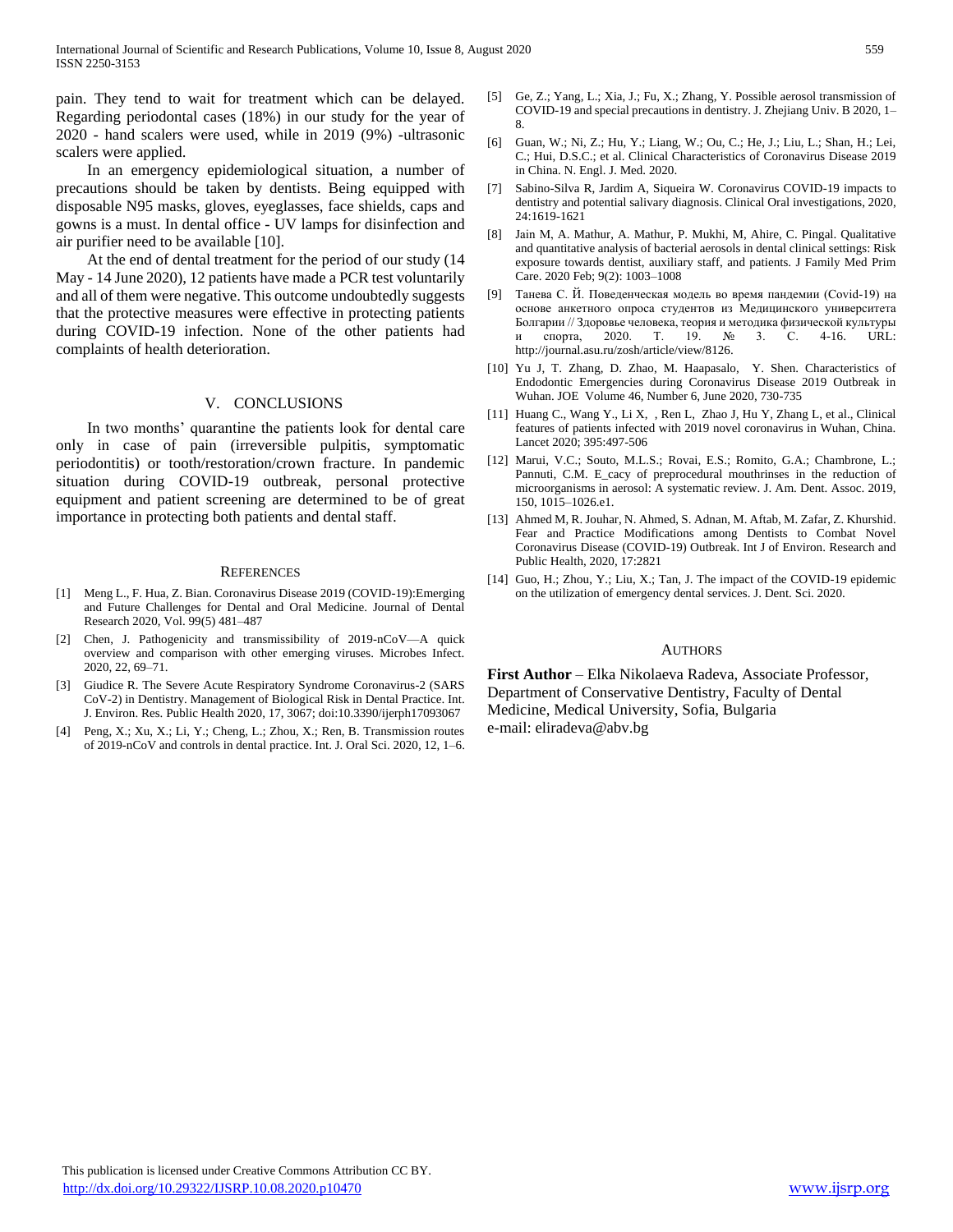pain. They tend to wait for treatment which can be delayed. Regarding periodontal cases (18%) in our study for the year of 2020 - hand scalers were used, while in 2019 (9%) -ultrasonic scalers were applied.

In an emergency epidemiological situation, a number of precautions should be taken by dentists. Being equipped with disposable N95 masks, gloves, eyeglasses, face shields, caps and gowns is a must. In dental office - UV lamps for disinfection and air purifier need to be available [10].

At the end of dental treatment for the period of our study (14 May - 14 June 2020), 12 patients have made a PCR test voluntarily and all of them were negative. This outcome undoubtedly suggests that the protective measures were effective in protecting patients during COVID-19 infection. None of the other patients had complaints of health deterioration.

## V. CONCLUSIONS

In two months' quarantine the patients look for dental care only in case of pain (irreversible pulpitis, symptomatic periodontitis) or tooth/restoration/crown fracture. In pandemic situation during COVID-19 outbreak, personal protective equipment and patient screening are determined to be of great importance in protecting both patients and dental staff.

## REFERENCES

[1] Meng L., F. Hua, Z. Bian. Coronavirus Disease 2019 (COVID-19):Emerging and Future Challenges for Dental and Oral Medicine. Journal of Dental Research 2020, Vol. 99(5) 481–487

[2] Chen, J. Pathogenicity and transmissibility of 2019-nCoV—A quick overview and comparison with other emerging viruses. Microbes Infect. 2020, 22, 69–71.

[3] Giudice R. The Severe Acute Respiratory Syndrome Coronavirus-2 (SARS CoV-2) in Dentistry. Management of Biological Risk in Dental Practice. Int. J. Environ. Res. Public Health 2020, 17, 3067; doi:10.3390/ijerph17093067

[4] Peng, X.; Xu, X.; Li, Y.; Cheng, L.; Zhou, X.; Ren, B. Transmission routes of 2019-nCoV and controls in dental practice. Int. J. Oral Sci. 2020, 12, 1–6.

[5] Ge, Z.; Yang, L.; Xia, J.; Fu, X.; Zhang, Y. Possible aerosol transmission of COVID-19 and special precautions in dentistry. J. Zhejiang Univ. B 2020, 1–8.

[6] Guan, W.; Ni, Z.; Hu, Y.; Liang, W.; Ou, C.; He, J.; Liu, L.; Shan, H.; Lei, C.; Hui, D.S.C.; et al. Clinical Characteristics of Coronavirus Disease 2019 in China. N. Engl. J. Med. 2020.

[7] Sabino-Silva R, Jardim A, Siqueira W. Coronavirus COVID-19 impacts to dentistry and potential salivary diagnosis. Clinical Oral investigations, 2020, 24:1619-1621

[8] Jain M, A. Mathur, A. Mathur, P. Mukhi, M, Ahire, C. Pingal. Qualitative and quantitative analysis of bacterial aerosols in dental clinical settings: Risk exposure towards dentist, auxiliary staff, and patients. J Family Med Prim Care. 2020 Feb; 9(2): 1003–1008

[9] Танева С. Й. Поведенческая модель во время пандемии (Covid-19) на основе анкетного опроса студентов из Медицинского университета Болгарии // Здоровье человека, теория и методика физической культуры и спорта, 2020. Т. 19. № 3. С. 4-16. URL: http://journal.asu.ru/zosh/article/view/8126.

[10] Yu J, T. Zhang, D. Zhao, M. Haapasalo, Y. Shen. Characteristics of Endodontic Emergencies during Coronavirus Disease 2019 Outbreak in Wuhan. JOE Volume 46, Number 6, June 2020, 730-735

[11] Huang C., Wang Y., Li X, , Ren L, Zhao J, Hu Y, Zhang L, et al., Clinical features of patients infected with 2019 novel coronavirus in Wuhan, China. Lancet 2020; 395:497-506

[12] Marui, V.C.; Souto, M.L.S.; Rovai, E.S.; Romito, G.A.; Chambrone, L.; Pannuti, C.M. E_cacy of preprocedural mouthrinses in the reduction of microorganisms in aerosol: A systematic review. J. Am. Dent. Assoc. 2019, 150, 1015–1026.e1.

[13] Ahmed M, R. Jouhar, N. Ahmed, S. Adnan, M. Aftab, M. Zafar, Z. Khurshid. Fear and Practice Modifications among Dentists to Combat Novel Coronavirus Disease (COVID-19) Outbreak. Int J of Environ. Research and Public Health, 2020, 17:2821

[14] Guo, H.; Zhou, Y.; Liu, X.; Tan, J. The impact of the COVID-19 epidemic on the utilization of emergency dental services. J. Dent. Sci. 2020.

## AUTHORS

**First Author** – Elka Nikolaeva Radeva, Associate Professor, Department of Conservative Dentistry, Faculty of Dental Medicine, Medical University, Sofia, Bulgaria
e-mail: eliradeva@abv.bg

This publication is licensed under Creative Commons Attribution CC BY.
http://dx.doi.org/10.29322/IJSRP.10.08.2020.p10470